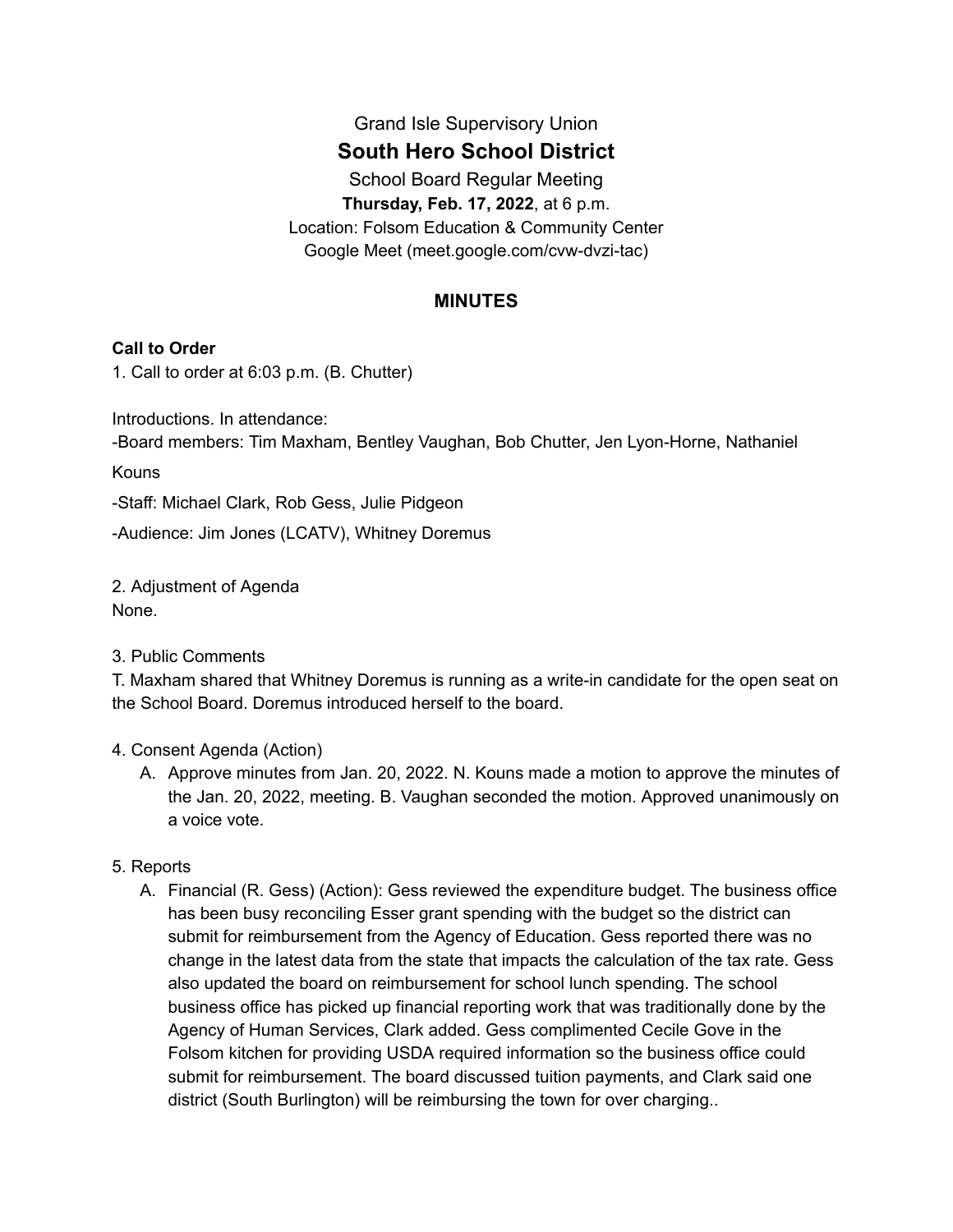Grand Isle Supervisory Union

# South Hero School District

School Board Regular Meeting

**Thursday, Feb. 17, 2022**, at 6 p.m.

Location: Folsom Education & Community Center

Google Meet (meet.google.com/cvw-dvzi-tac)

## MINUTES

**Call to Order**

1. Call to order at 6:03 p.m. (B. Chutter)

Introductions. In attendance:

-Board members: Tim Maxham, Bentley Vaughan, Bob Chutter, Jen Lyon-Horne, Nathaniel Kouns

-Staff: Michael Clark, Rob Gess, Julie Pidgeon

-Audience: Jim Jones (LCATV), Whitney Doremus

2. Adjustment of Agenda

None.

3. Public Comments

T. Maxham shared that Whitney Doremus is running as a write-in candidate for the open seat on the School Board. Doremus introduced herself to the board.

4. Consent Agenda (Action)

   A. Approve minutes from Jan. 20, 2022. N. Kouns made a motion to approve the minutes of the Jan. 20, 2022, meeting. B. Vaughan seconded the motion. Approved unanimously on a voice vote.

5. Reports

   A. Financial (R. Gess) (Action): Gess reviewed the expenditure budget. The business office has been busy reconciling Esser grant spending with the budget so the district can submit for reimbursement from the Agency of Education. Gess reported there was no change in the latest data from the state that impacts the calculation of the tax rate. Gess also updated the board on reimbursement for school lunch spending. The school business office has picked up financial reporting work that was traditionally done by the Agency of Human Services, Clark added. Gess complimented Cecile Gove in the Folsom kitchen for providing USDA required information so the business office could submit for reimbursement. The board discussed tuition payments, and Clark said one district (South Burlington) will be reimbursing the town for over charging..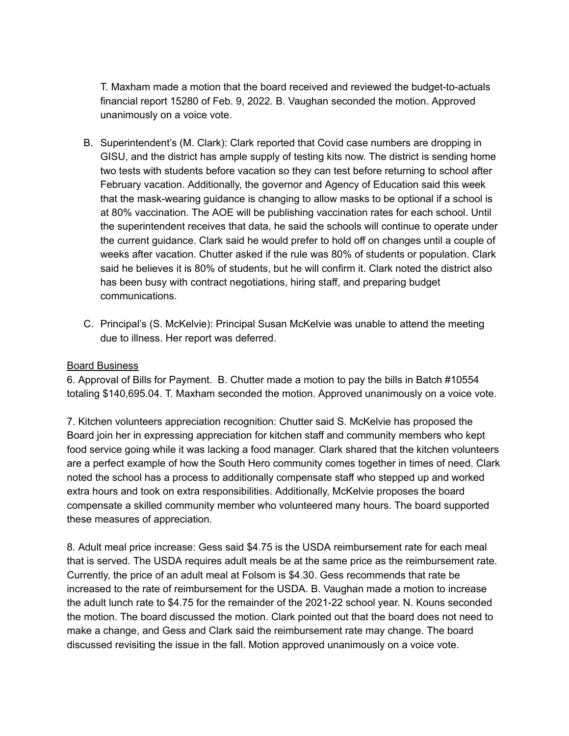T. Maxham made a motion that the board received and reviewed the budget-to-actuals financial report 15280 of Feb. 9, 2022. B. Vaughan seconded the motion. Approved unanimously on a voice vote.

B. Superintendent's (M. Clark): Clark reported that Covid case numbers are dropping in GISU, and the district has ample supply of testing kits now. The district is sending home two tests with students before vacation so they can test before returning to school after February vacation. Additionally, the governor and Agency of Education said this week that the mask-wearing guidance is changing to allow masks to be optional if a school is at 80% vaccination. The AOE will be publishing vaccination rates for each school. Until the superintendent receives that data, he said the schools will continue to operate under the current guidance. Clark said he would prefer to hold off on changes until a couple of weeks after vacation. Chutter asked if the rule was 80% of students or population. Clark said he believes it is 80% of students, but he will confirm it. Clark noted the district also has been busy with contract negotiations, hiring staff, and preparing budget communications.

C. Principal's (S. McKelvie): Principal Susan McKelvie was unable to attend the meeting due to illness. Her report was deferred.

<u>Board Business</u>

6. Approval of Bills for Payment. B. Chutter made a motion to pay the bills in Batch #10554 totaling $140,695.04. T. Maxham seconded the motion. Approved unanimously on a voice vote.

7. Kitchen volunteers appreciation recognition: Chutter said S. McKelvie has proposed the Board join her in expressing appreciation for kitchen staff and community members who kept food service going while it was lacking a food manager. Clark shared that the kitchen volunteers are a perfect example of how the South Hero community comes together in times of need. Clark noted the school has a process to additionally compensate staff who stepped up and worked extra hours and took on extra responsibilities. Additionally, McKelvie proposes the board compensate a skilled community member who volunteered many hours. The board supported these measures of appreciation.

8. Adult meal price increase: Gess said $4.75 is the USDA reimbursement rate for each meal that is served. The USDA requires adult meals be at the same price as the reimbursement rate. Currently, the price of an adult meal at Folsom is $4.30. Gess recommends that rate be increased to the rate of reimbursement for the USDA. B. Vaughan made a motion to increase the adult lunch rate to $4.75 for the remainder of the 2021-22 school year. N. Kouns seconded the motion. The board discussed the motion. Clark pointed out that the board does not need to make a change, and Gess and Clark said the reimbursement rate may change. The board discussed revisiting the issue in the fall. Motion approved unanimously on a voice vote.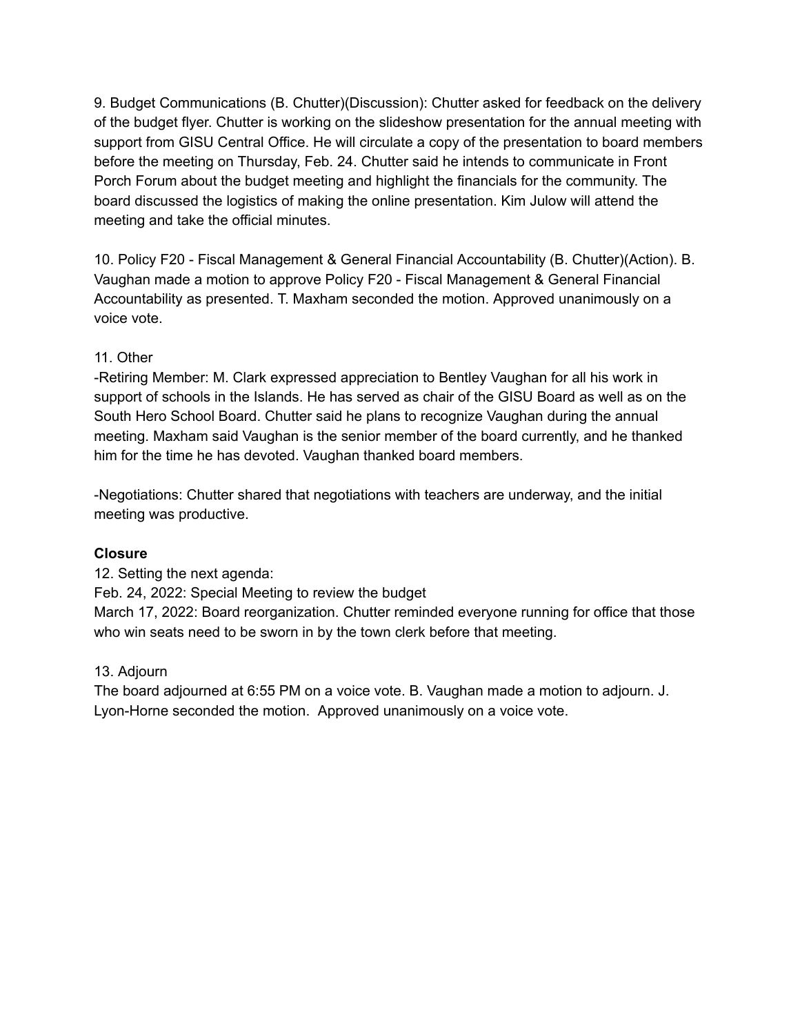9. Budget Communications (B. Chutter)(Discussion): Chutter asked for feedback on the delivery of the budget flyer. Chutter is working on the slideshow presentation for the annual meeting with support from GISU Central Office. He will circulate a copy of the presentation to board members before the meeting on Thursday, Feb. 24. Chutter said he intends to communicate in Front Porch Forum about the budget meeting and highlight the financials for the community. The board discussed the logistics of making the online presentation. Kim Julow will attend the meeting and take the official minutes.

10. Policy F20 - Fiscal Management & General Financial Accountability (B. Chutter)(Action). B. Vaughan made a motion to approve Policy F20 - Fiscal Management & General Financial Accountability as presented. T. Maxham seconded the motion. Approved unanimously on a voice vote.

11. Other

-Retiring Member: M. Clark expressed appreciation to Bentley Vaughan for all his work in support of schools in the Islands. He has served as chair of the GISU Board as well as on the South Hero School Board. Chutter said he plans to recognize Vaughan during the annual meeting. Maxham said Vaughan is the senior member of the board currently, and he thanked him for the time he has devoted. Vaughan thanked board members.

-Negotiations: Chutter shared that negotiations with teachers are underway, and the initial meeting was productive.

**Closure**

12. Setting the next agenda:

Feb. 24, 2022: Special Meeting to review the budget

March 17, 2022: Board reorganization. Chutter reminded everyone running for office that those who win seats need to be sworn in by the town clerk before that meeting.

13. Adjourn

The board adjourned at 6:55 PM on a voice vote. B. Vaughan made a motion to adjourn. J. Lyon-Horne seconded the motion. Approved unanimously on a voice vote.